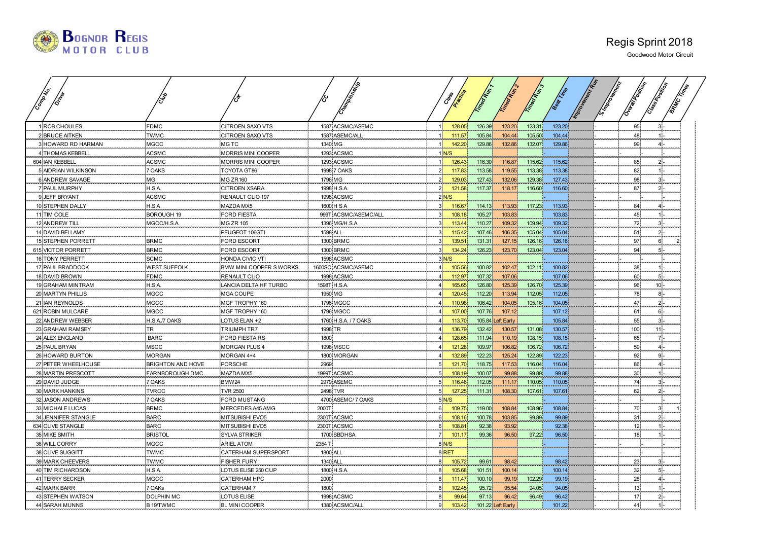# Bognor Regis Motor Club

## Regis Sprint 2018

Goodwood Motor Circuit

| Comp No. | Driver | Club | Car | CC | Championship | Class | Practice | Timed Run 1 | Timed Run 2 | Timed Run 3 | Best Time | Improvement Run | % Improvement | Overall Position | Class Position | BRMC Times |
|---|---|---|---|---|---|---|---|---|---|---|---|---|---|---|---|---|
| 1 | ROB CHOULES | FDMC | CITROEN SAXO VTS | 1587 | ACSMC/ASEMC | 1 | 128.05 | 126.39 | 123.20 | 123.31 | 123.20 | | - | 95 | 3 | - |
| 2 | BRUCE AITKEN | TWMC | CITROEN SAXO VTS | 1587 | ASEMC/ALL | 1 | 111.57 | 105.84 | 104.44 | 105.50 | 104.44 | | - | 48 | 1 | - |
| 3 | HOWARD RD HARMAN | MGCC | MG TC | 1340 | MG | 1 | 142.20 | 129.86 | 132.86 | 132.07 | 129.86 | | - | 99 | 4 | - |
| 4 | THOMAS KEBBELL | ACSMC | MORRIS MINI COOPER | 1293 | ACSMC | 1 | N/S | | | | | | - | - | - | - |
| 604 | IAN KEBBELL | ACSMC | MORRIS MINI COOPER | 1293 | ACSMC | 1 | 126.43 | 116.30 | 116.87 | 115.62 | 115.62 | | - | 85 | 2 | - |
| 5 | AIDRIAN WILKINSON | 7 OAKS | TOYOTA GT86 | 1998 | 7 OAKS | 2 | 117.83 | 113.58 | 119.55 | 113.38 | 113.38 | | - | 82 | 1 | - |
| 6 | ANDREW SAVAGE | MG | MG ZR160 | 1796 | MG | 2 | 129.03 | 127.43 | 132.06 | 129.38 | 127.43 | | - | 98 | 3 | - |
| 7 | PAUL MURPHY | H.S.A. | CITROEN XSARA | 1998 | H.S.A. | 2 | 121.58 | 117.37 | 118.17 | 116.60 | 116.60 | | - | 87 | 2 | - |
| 9 | JEFF BRYANT | ACSMC | RENAULT CLIO 197 | 1998 | ACSMC | 2 | N/S | | | | | | - | - | - | - |
| 10 | STEPHEN DALLY | H.S.A | MAZDA MX5 | 1600 | H S A | 3 | 116.67 | 114.13 | 113.93 | 117.23 | 113.93 | | - | 84 | 4 | - |
| 11 | TIM COLE | BOROUGH 19 | FORD FIESTA | 999T | ACSMC/ASEMC/ALL | 3 | 108.18 | 105.27 | 103.83 | | 103.83 | | - | 45 | 1 | - |
| 12 | ANDREW TILL | MGCC/H.S.A. | MG ZR 105 | 1396 | MG/H.S.A. | 3 | 113.44 | 110.27 | 109.32 | 109.94 | 109.32 | | - | 72 | 3 | - |
| 14 | DAVID BELLAMY | | PEUGEOT 106GTI | 1598 | ALL | 3 | 115.42 | 107.46 | 106.35 | 105.04 | 105.04 | | - | 51 | 2 | - |
| 15 | STEPHEN PORRETT | BRMC | FORD ESCORT | 1300 | BRMC | 3 | 139.51 | 131.31 | 127.15 | 126.16 | 126.16 | | - | 97 | 6 | 2 |
| 615 | VICTOR PORRETT | BRMC | FORD ESCORT | 1300 | BRMC | 3 | 134.24 | 126.23 | 123.70 | 123.04 | 123.04 | | - | 94 | 5 | - |
| 16 | TONY PERRETT | SCMC | HONDA CIVIC VTI | 1598 | ACSMC | 3 | N/S | | | | | | - | - | - | - |
| 17 | PAUL BRADDOCK | WEST SUFFOLK | BMW MINI COOPER S WORKS | 1600SC | ACSMC/ASEMC | 4 | 105.56 | 100.82 | 102.47 | 102.11 | 100.82 | | - | 38 | 1 | - |
| 18 | DAVID BROWN | FDMC | RENAULT CLIO | 1998 | ACSMC | 4 | 112.97 | 107.32 | 107.06 | | 107.06 | | - | 60 | 5 | - |
| 19 | GRAHAM MINTRAM | H.S.A. | LANCIA DELTA HF TURBO | 1598T | H.S.A. | 4 | 165.65 | 126.80 | 125.39 | 126.70 | 125.39 | | - | 96 | 10 | - |
| 20 | MARTYN PHILLIS | MGCC | MGA COUPE | 1950 | MG | 4 | 120.45 | 112.20 | 113.94 | 112.05 | 112.05 | | - | 78 | 8 | - |
| 21 | IAN REYNOLDS | MGCC | MGF TROPHY 160 | 1796 | MGCC | 4 | 110.98 | 106.42 | 104.05 | 105.16 | 104.05 | | - | 47 | 2 | - |
| 621 | ROBIN MULCARE | MGCC | MGF TROPHY 160 | 1796 | MGCC | 4 | 107.00 | 107.76 | 107.12 | | 107.12 | | - | 61 | 6 | - |
| 22 | ANDREW WEBBER | H.S.A./7 OAKS | LOTUS ELAN +2 | 1760 | H.S.A. / 7 OAKS | 4 | 113.70 | 105.84 | Left Early | | 105.84 | | - | 55 | 3 | - |
| 23 | GRAHAM RAMSEY | TR | TRIUMPH TR7 | 1998 | TR | 4 | 136.79 | 132.42 | 130.57 | 131.08 | 130.57 | | - | 100 | 11 | - |
| 24 | ALEX ENGLAND | BARC | FORD FIESTA RS | 1800 | | 4 | 128.65 | 111.94 | 110.19 | 108.15 | 108.15 | | - | 65 | 7 | - |
| 25 | PAUL BRYAN | MSCC | MORGAN PLUS 4 | 1998 | MSCC | 4 | 121.28 | 109.97 | 106.82 | 106.72 | 106.72 | | - | 59 | 4 | - |
| 26 | HOWARD BURTON | MORGAN | MORGAN 4+4 | 1800 | MORGAN | 4 | 132.89 | 122.23 | 125.24 | 122.89 | 122.23 | | - | 92 | 9 | - |
| 27 | PETER WHEELHOUSE | BRIGHTON AND HOVE | PORSCHE | 2969 | | 5 | 121.70 | 118.75 | 117.53 | 116.04 | 116.04 | | - | 86 | 4 | - |
| 28 | MARTIN PRESCOTT | FARNBOROUGH DMC | MAZDA MX5 | 1999T | ACSMC | 5 | 108.19 | 100.07 | 99.88 | 99.89 | 99.88 | | - | 30 | 1 | - |
| 29 | DAVID JUDGE | 7 OAKS | BMW24 | 2979 | ASEMC | 5 | 116.46 | 112.05 | 111.17 | 110.05 | 110.05 | | - | 74 | 3 | - |
| 30 | MARK HANKINS | TVRCC | TVR 2500 | 2498 | TVR | 5 | 127.25 | 111.31 | 108.30 | 107.61 | 107.61 | | - | 62 | 2 | - |
| 32 | JASON ANDREWS | 7 OAKS | FORD MUSTANG | 4700 | ASEMC/ 7 OAKS | 5 | N/S | | | | | | - | - | - | - |
| 33 | MICHALE LUCAS | BRMC | MERCEDES A45 AMG | 2000T | | 6 | 109.75 | 119.00 | 108.84 | 108.96 | 108.84 | | - | 70 | 3 | 1 |
| 34 | JENNIFER STANGLE | BARC | MITSUBISHI EVO5 | 2300T | ACSMC | 6 | 108.16 | 100.78 | 103.85 | 99.89 | 99.89 | | - | 31 | 2 | - |
| 634 | CLIVE STANGLE | BARC | MITSUBISHI EVO5 | 2300T | ACSMC | 6 | 108.81 | 92.38 | 93.92 | | 92.38 | | - | 12 | 1 | - |
| 35 | MIKE SMITH | BRISTOL | SYLVA STRIKER | 1700 | SBDHSA | 7 | 101.17 | 99.36 | 96.50 | 97.22 | 96.50 | | - | 18 | 1 | - |
| 36 | WILL CORRY | MGCC | ARIEL ATOM | 2354 T | | 8 | N/S | | | | | | - | - | - | - |
| 38 | CLIVE SUGGITT | TWMC | CATERHAM SUPERSPORT | 1800 | ALL | 8 | RET | | | | | | - | - | - | - |
| 39 | MARK CHEEVERS | TWMC | FISHER FURY | 1340 | ALL | 8 | 105.72 | 99.61 | 98.42 | | 98.42 | | - | 23 | 3 | - |
| 40 | TIM RICHARDSON | H.S.A. | LOTUS ELISE 250 CUP | 1800 | H.S.A. | 8 | 105.68 | 101.51 | 100.14 | | 100.14 | | - | 32 | 5 | - |
| 41 | TERRY SECKER | MGCC | CATERHAM HPC | 2000 | | 8 | 111.47 | 100.10 | 99.19 | 102.29 | 99.19 | | - | 28 | 4 | - |
| 42 | MARK BARR | 7 OAKs | CATERHAM 7 | 1800 | | 8 | 102.45 | 95.72 | 95.54 | 94.05 | 94.05 | | - | 13 | 1 | - |
| 43 | STEPHEN WATSON | DOLPHIN MC | LOTUS ELISE | 1998 | ACSMC | 8 | 99.64 | 97.13 | 96.42 | 96.49 | 96.42 | | - | 17 | 2 | - |
| 44 | SARAH MUNNS | B 19/TWMC | BL MINI COOPER | 1380 | ACSMC/ALL | 9 | 103.42 | 101.22 | Left Early | | 101.22 | | - | 41 | 1 | - |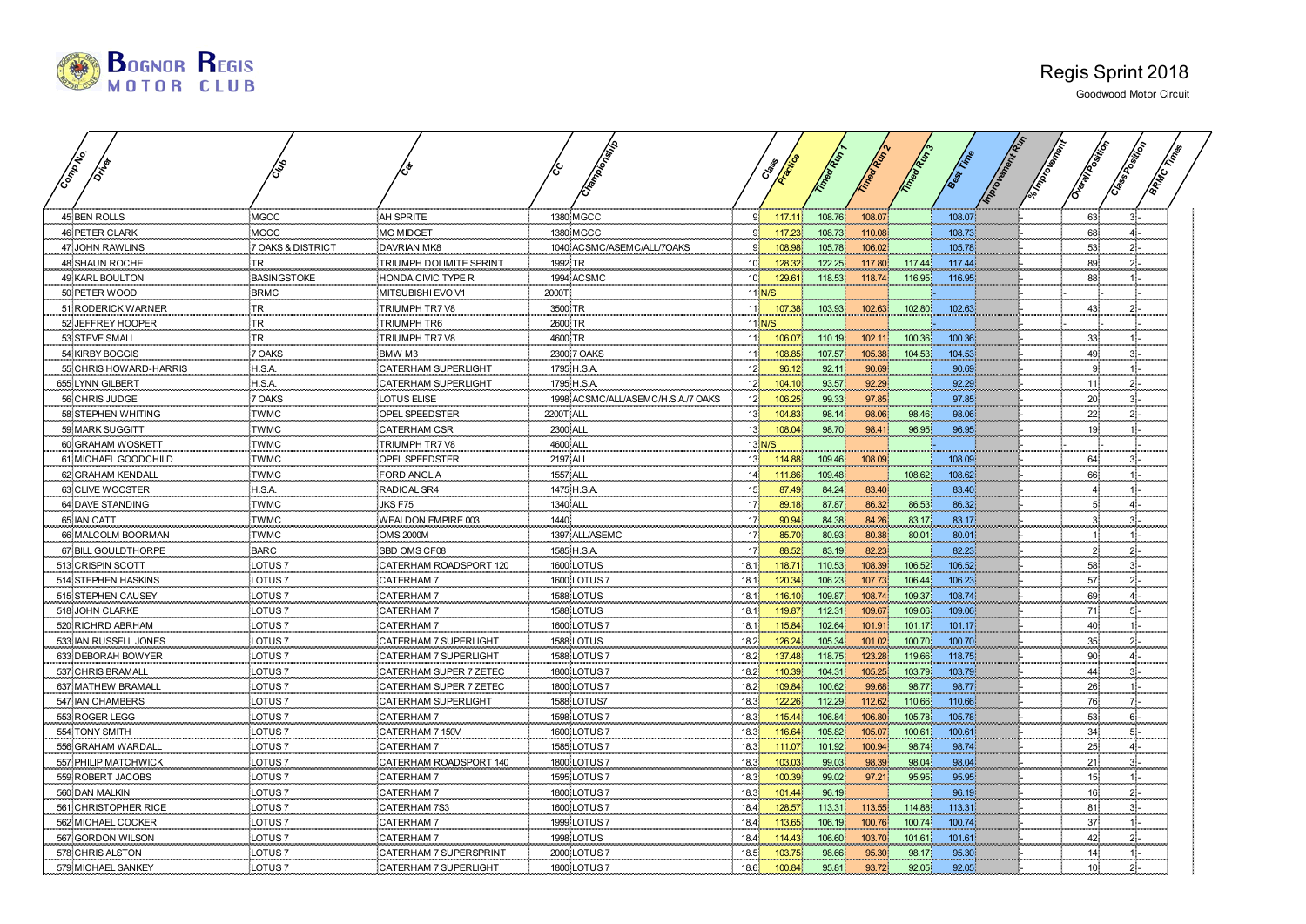# Regis Sprint 2018

Goodwood Motor Circuit

| Comp No. | Driver | Club | Car | CC | Championship | Class | Practice | Timed Run 1 | Timed Run 2 | Timed Run 3 | Best Time | Improvement Run | % Improvement | Overall Position | Class Position | BRMC Times |
|---|---|---|---|---|---|---|---|---|---|---|---|---|---|---|---|---|
| 45 | BEN ROLLS | MGCC | AH SPRITE | 1380 | MGCC | 9 | 117.11 | 108.76 | 108.07 | | 108.07 | | - | 63 | 3 | - |
| 46 | PETER CLARK | MGCC | MG MIDGET | 1380 | MGCC | 9 | 117.23 | 108.73 | 110.08 | | 108.73 | | - | 68 | 4 | - |
| 47 | JOHN RAWLINS | 7 OAKS & DISTRICT | DAVRIAN MK8 | 1040 | ACSMC/ASEMC/ALL/7OAKS | 9 | 108.98 | 105.78 | 106.02 | | 105.78 | | - | 53 | 2 | - |
| 48 | SHAUN ROCHE | TR | TRIUMPH DOLIMITE SPRINT | 1992 | TR | 10 | 128.32 | 122.25 | 117.80 | 117.44 | 117.44 | | - | 89 | 2 | - |
| 49 | KARL BOULTON | BASINGSTOKE | HONDA CIVIC TYPE R | 1994 | ACSMC | 10 | 129.61 | 118.53 | 118.74 | 116.95 | 116.95 | | - | 88 | 1 | - |
| 50 | PETER WOOD | BRMC | MITSUBISHI EVO V1 | 2000T | | 11 | N/S | | | | | | - | - | - | - |
| 51 | RODERICK WARNER | TR | TRIUMPH TR7 V8 | 3500 | TR | 11 | 107.38 | 103.93 | 102.63 | 102.80 | 102.63 | | - | 43 | 2 | - |
| 52 | JEFFREY HOOPER | TR | TRIUMPH TR6 | 2600 | TR | 11 | N/S | | | | | | - | - | - | - |
| 53 | STEVE SMALL | TR | TRIUMPH TR7 V8 | 4600 | TR | 11 | 106.07 | 110.19 | 102.11 | 100.36 | 100.36 | | - | 33 | 1 | - |
| 54 | KIRBY BOGGIS | 7 OAKS | BMW M3 | 2300 | 7 OAKS | 11 | 108.85 | 107.57 | 105.38 | 104.53 | 104.53 | | - | 49 | 3 | - |
| 55 | CHRIS HOWARD-HARRIS | H.S.A. | CATERHAM SUPERLIGHT | 1795 | H.S.A. | 12 | 96.12 | 92.11 | 90.69 | | 90.69 | | - | 9 | 1 | - |
| 655 | LYNN GILBERT | H.S.A. | CATERHAM SUPERLIGHT | 1795 | H.S.A. | 12 | 104.10 | 93.57 | 92.29 | | 92.29 | | - | 11 | 2 | - |
| 56 | CHRIS JUDGE | 7 OAKS | LOTUS ELISE | 1998 | ACSMC/ALL/ASEMC/H.S.A./7 OAKS | 12 | 106.25 | 99.33 | 97.85 | | 97.85 | | - | 20 | 3 | - |
| 58 | STEPHEN WHITING | TWMC | OPEL SPEEDSTER | 2200T | ALL | 13 | 104.83 | 98.14 | 98.06 | 98.46 | 98.06 | | - | 22 | 2 | - |
| 59 | MARK SUGGITT | TWMC | CATERHAM CSR | 2300 | ALL | 13 | 108.04 | 98.70 | 98.41 | 96.95 | 96.95 | | - | 19 | 1 | - |
| 60 | GRAHAM WOSKETT | TWMC | TRIUMPH TR7 V8 | 4600 | ALL | 13 | N/S | | | | | | - | - | - | - |
| 61 | MICHAEL GOODCHILD | TWMC | OPEL SPEEDSTER | 2197 | ALL | 13 | 114.88 | 109.46 | 108.09 | | 108.09 | | - | 64 | 3 | - |
| 62 | GRAHAM KENDALL | TWMC | FORD ANGLIA | 1557 | ALL | 14 | 111.86 | 109.48 | | 108.62 | 108.62 | | - | 66 | 1 | - |
| 63 | CLIVE WOOSTER | H.S.A. | RADICAL SR4 | 1475 | H.S.A. | 15 | 87.49 | 84.24 | 83.40 | | 83.40 | | - | 4 | 1 | - |
| 64 | DAVE STANDING | TWMC | JKS F75 | 1340 | ALL | 17 | 89.18 | 87.87 | 86.32 | 86.53 | 86.32 | | - | 5 | 4 | - |
| 65 | IAN CATT | TWMC | WEALDON EMPIRE 003 | 1440 | | 17 | 90.94 | 84.38 | 84.26 | 83.17 | 83.17 | | - | 3 | 3 | - |
| 66 | MALCOLM BOORMAN | TWMC | OMS 2000M | 1397 | ALL/ASEMC | 17 | 85.70 | 80.93 | 80.38 | 80.01 | 80.01 | | - | 1 | 1 | - |
| 67 | BILL GOULDTHORPE | BARC | SBD OMS CF08 | 1585 | H.S.A. | 17 | 88.52 | 83.19 | 82.23 | | 82.23 | | - | 2 | 2 | - |
| 513 | CRISPIN SCOTT | LOTUS 7 | CATERHAM ROADSPORT 120 | 1600 | LOTUS | 18.1 | 118.71 | 110.53 | 108.39 | 106.52 | 106.52 | | - | 58 | 3 | - |
| 514 | STEPHEN HASKINS | LOTUS 7 | CATERHAM 7 | 1600 | LOTUS 7 | 18.1 | 120.34 | 106.23 | 107.73 | 106.44 | 106.23 | | - | 57 | 2 | - |
| 515 | STEPHEN CAUSEY | LOTUS 7 | CATERHAM 7 | 1588 | LOTUS 7 | 18.1 | 116.10 | 109.87 | 108.74 | 109.37 | 108.74 | | - | 69 | 4 | - |
| 518 | JOHN CLARKE | LOTUS 7 | CATERHAM 7 | 1588 | LOTUS | 18.1 | 119.87 | 112.31 | 109.67 | 109.06 | 109.06 | | - | 71 | 5 | - |
| 520 | RICHRD ABRHAM | LOTUS 7 | CATERHAM 7 | 1600 | LOTUS 7 | 18.1 | 115.84 | 102.64 | 101.91 | 101.17 | 101.17 | | - | 40 | 1 | - |
| 533 | IAN RUSSELL JONES | LOTUS 7 | CATERHAM 7 SUPERLIGHT | 1588 | LOTUS | 18.2 | 126.24 | 105.34 | 101.02 | 100.70 | 100.70 | | - | 35 | 2 | - |
| 633 | DEBORAH BOWYER | LOTUS 7 | CATERHAM 7 SUPERLIGHT | 1588 | LOTUS 7 | 18.2 | 137.48 | 118.75 | 123.28 | 119.66 | 118.75 | | - | 90 | 4 | - |
| 537 | CHRIS BRAMALL | LOTUS 7 | CATERHAM SUPER 7 ZETEC | 1800 | LOTUS 7 | 18.2 | 110.39 | 104.31 | 105.25 | 103.79 | 103.79 | | - | 44 | 3 | - |
| 637 | MATHEW BRAMALL | LOTUS 7 | CATERHAM SUPER 7 ZETEC | 1800 | LOTUS 7 | 18.2 | 109.84 | 100.62 | 99.68 | 98.77 | 98.77 | | - | 26 | 1 | - |
| 547 | IAN CHAMBERS | LOTUS 7 | CATERHAM SUPERLIGHT | 1588 | LOTUS7 | 18.3 | 122.26 | 112.29 | 112.62 | 110.66 | 110.66 | | - | 76 | 7 | - |
| 553 | ROGER LEGG | LOTUS 7 | CATERHAM 7 | 1598 | LOTUS 7 | 18.3 | 115.44 | 106.84 | 106.80 | 105.78 | 105.78 | | - | 53 | 6 | - |
| 554 | TONY SMITH | LOTUS 7 | CATERHAM 7 150V | 1600 | LOTUS 7 | 18.3 | 116.64 | 105.82 | 105.07 | 100.61 | 100.61 | | - | 34 | 5 | - |
| 556 | GRAHAM WARDALL | LOTUS 7 | CATERHAM 7 | 1585 | LOTUS 7 | 18.3 | 111.07 | 101.92 | 100.94 | 98.74 | 98.74 | | - | 25 | 4 | - |
| 557 | PHILIP MATCHWICK | LOTUS 7 | CATERHAM ROADSPORT 140 | 1800 | LOTUS 7 | 18.3 | 103.03 | 99.03 | 98.39 | 98.04 | 98.04 | | - | 21 | 3 | - |
| 559 | ROBERT JACOBS | LOTUS 7 | CATERHAM 7 | 1595 | LOTUS 7 | 18.3 | 100.39 | 99.02 | 97.21 | 95.95 | 95.95 | | - | 15 | 1 | - |
| 560 | DAN MALKIN | LOTUS 7 | CATERHAM 7 | 1800 | LOTUS 7 | 18.3 | 101.44 | 96.19 | | | 96.19 | | - | 16 | 2 | - |
| 561 | CHRISTOPHER RICE | LOTUS 7 | CATERHAM 7S3 | 1600 | LOTUS 7 | 18.4 | 128.57 | 113.31 | 113.55 | 114.88 | 113.31 | | - | 81 | 3 | - |
| 562 | MICHAEL COCKER | LOTUS 7 | CATERHAM 7 | 1999 | LOTUS 7 | 18.4 | 113.65 | 106.19 | 100.76 | 100.74 | 100.74 | | - | 37 | 1 | - |
| 567 | GORDON WILSON | LOTUS 7 | CATERHAM 7 | 1998 | LOTUS | 18.4 | 114.43 | 106.60 | 103.70 | 101.61 | 101.61 | | - | 42 | 2 | - |
| 578 | CHRIS ALSTON | LOTUS 7 | CATERHAM 7 SUPERSPRINT | 2000 | LOTUS 7 | 18.5 | 103.75 | 98.66 | 95.30 | 98.17 | 95.30 | | - | 14 | 1 | - |
| 579 | MICHAEL SANKEY | LOTUS 7 | CATERHAM 7 SUPERLIGHT | 1800 | LOTUS 7 | 18.6 | 100.84 | 95.81 | 93.72 | 92.05 | 92.05 | | - | 10 | 2 | - |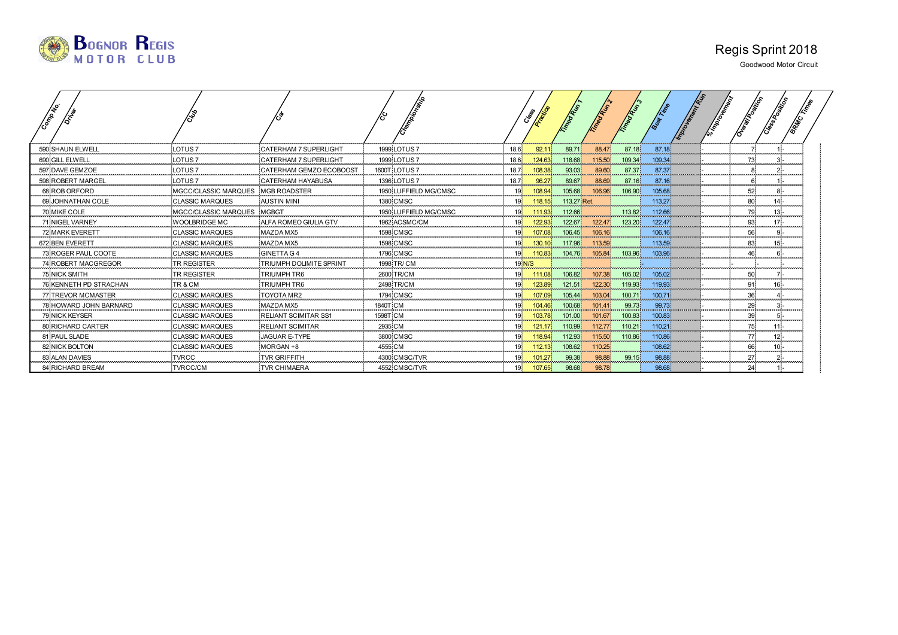| Comp No. | Driver | Club | Car | CC | Championship | Class | Practice | Timed Run 1 | Timed Run 2 | Timed Run 3 | Best Time | Improvement Run | % Improvement | Overall Position | Class Position | BRMC Times |
|---|---|---|---|---|---|---|---|---|---|---|---|---|---|---|---|---|
| 590 | SHAUN ELWELL | LOTUS 7 | CATERHAM 7 SUPERLIGHT | 1999 | LOTUS 7 | 18.6 | 92.11 | 89.71 | 88.47 | 87.18 | 87.18 | | - | 7 | 1 | - |
| 690 | GILL ELWELL | LOTUS 7 | CATERHAM 7 SUPERLIGHT | 1999 | LOTUS 7 | 18.6 | 124.63 | 118.68 | 115.50 | 109.34 | 109.34 | | - | 73 | 3 | - |
| 597 | DAVE GEMZOE | LOTUS 7 | CATERHAM GEMZO ECOBOOST | 1600T | LOTUS 7 | 18.7 | 108.38 | 93.03 | 89.60 | 87.37 | 87.37 | | - | 8 | 2 | - |
| 598 | ROBERT MARGEL | LOTUS 7 | CATERHAM HAYABUSA | 1396 | LOTUS 7 | 18.7 | 96.27 | 89.67 | 88.69 | 87.16 | 87.16 | | - | 6 | 1 | - |
| 68 | ROB ORFORD | MGCC/CLASSIC MARQUES | MGB ROADSTER | 1950 | LUFFIELD MG/CMSC | 19 | 108.94 | 105.68 | 106.96 | 106.90 | 105.68 | | - | 52 | 8 | - |
| 69 | JOHNATHAN COLE | CLASSIC MARQUES | AUSTIN MINI | 1380 | CMSC | 19 | 118.15 | 113.27 | Ret. | | 113.27 | | - | 80 | 14 | - |
| 70 | MIKE COLE | MGCC/CLASSIC MARQUES | MGBGT | 1950 | LUFFIELD MG/CMSC | 19 | 111.93 | 112.66 | | 113.82 | 112.66 | | - | 79 | 13 | - |
| 71 | NIGEL VARNEY | WOOLBRIDGE MC | ALFA ROMEO GIULIA GTV | 1962 | ACSMC/CM | 19 | 122.93 | 122.67 | 122.47 | 123.20 | 122.47 | | - | 93 | 17 | - |
| 72 | MARK EVERETT | CLASSIC MARQUES | MAZDA MX5 | 1598 | CMSC | 19 | 107.08 | 106.45 | 106.16 | | 106.16 | | - | 56 | 9 | - |
| 672 | BEN EVERETT | CLASSIC MARQUES | MAZDA MX5 | 1598 | CMSC | 19 | 130.10 | 117.96 | 113.59 | | 113.59 | | - | 83 | 15 | - |
| 73 | ROGER PAUL COOTE | CLASSIC MARQUES | GINETTA G 4 | 1796 | CMSC | 19 | 110.83 | 104.76 | 105.84 | 103.96 | 103.96 | | - | 46 | 6 | - |
| 74 | ROBERT MACGREGOR | TR REGISTER | TRIUMPH DOLIMITE SPRINT | 1998 | TR/ CM | 19 | N/S | | | | - | | - | - | - | - |
| 75 | NICK SMITH | TR REGISTER | TRIUMPH TR6 | 2600 | TR/CM | 19 | 111.08 | 106.82 | 107.38 | 105.02 | 105.02 | | - | 50 | 7 | - |
| 76 | KENNETH PD STRACHAN | TR & CM | TRIUMPH TR6 | 2498 | TR/CM | 19 | 123.89 | 121.51 | 122.30 | 119.93 | 119.93 | | - | 91 | 16 | - |
| 77 | TREVOR MCMASTER | CLASSIC MARQUES | TOYOTA MR2 | 1794 | CMSC | 19 | 107.09 | 105.44 | 103.04 | 100.71 | 100.71 | | - | 36 | 4 | - |
| 78 | HOWARD JOHN BARNARD | CLASSIC MARQUES | MAZDA MX5 | 1840T | CM | 19 | 104.46 | 100.68 | 101.41 | 99.73 | 99.73 | | - | 29 | 3 | - |
| 79 | NICK KEYSER | CLASSIC MARQUES | RELIANT SCIMITAR SS1 | 1598T | CM | 19 | 103.78 | 101.00 | 101.67 | 100.83 | 100.83 | | - | 39 | 5 | - |
| 80 | RICHARD CARTER | CLASSIC MARQUES | RELIANT SCIMITAR | 2935 | CM | 19 | 121.17 | 110.99 | 112.77 | 110.21 | 110.21 | | - | 75 | 11 | - |
| 81 | PAUL SLADE | CLASSIC MARQUES | JAGUAR E-TYPE | 3800 | CMSC | 19 | 118.94 | 112.93 | 115.50 | 110.86 | 110.86 | | - | 77 | 12 | - |
| 82 | NICK BOLTON | CLASSIC MARQUES | MORGAN +8 | 4555 | CM | 19 | 112.13 | 108.62 | 110.25 | | 108.62 | | - | 66 | 10 | - |
| 83 | ALAN DAVIES | TVRCC | TVR GRIFFITH | 4300 | CMSC/TVR | 19 | 101.27 | 99.38 | 98.88 | 99.15 | 98.88 | | - | 27 | 2 | - |
| 84 | RICHARD BREAM | TVRCC/CM | TVR CHIMAERA | 4552 | CMSC/TVR | 19 | 107.65 | 98.68 | 98.78 | | 98.68 | | - | 24 | 1 | - |